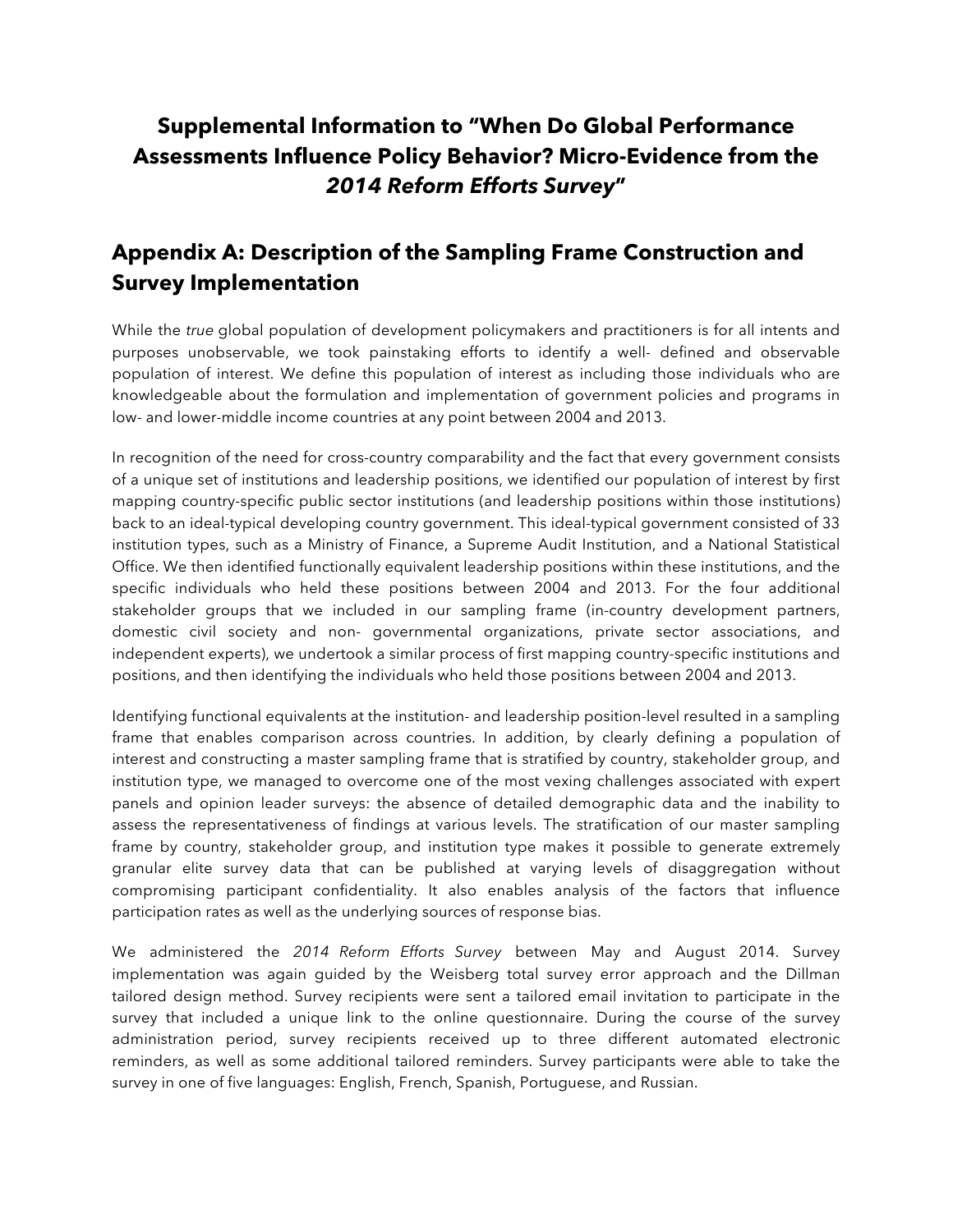# Supplemental Information to "When Do Global Performance Assessments Influence Policy Behavior? Micro-Evidence from the *2014 Reform Efforts Survey*"

## Appendix A: Description of the Sampling Frame Construction and Survey Implementation

While the *true* global population of development policymakers and practitioners is for all intents and purposes unobservable, we took painstaking efforts to identify a well- defined and observable population of interest. We define this population of interest as including those individuals who are knowledgeable about the formulation and implementation of government policies and programs in low- and lower-middle income countries at any point between 2004 and 2013.

In recognition of the need for cross-country comparability and the fact that every government consists of a unique set of institutions and leadership positions, we identified our population of interest by first mapping country-specific public sector institutions (and leadership positions within those institutions) back to an ideal-typical developing country government. This ideal-typical government consisted of 33 institution types, such as a Ministry of Finance, a Supreme Audit Institution, and a National Statistical Office. We then identified functionally equivalent leadership positions within these institutions, and the specific individuals who held these positions between 2004 and 2013. For the four additional stakeholder groups that we included in our sampling frame (in-country development partners, domestic civil society and non- governmental organizations, private sector associations, and independent experts), we undertook a similar process of first mapping country-specific institutions and positions, and then identifying the individuals who held those positions between 2004 and 2013.

Identifying functional equivalents at the institution- and leadership position-level resulted in a sampling frame that enables comparison across countries. In addition, by clearly defining a population of interest and constructing a master sampling frame that is stratified by country, stakeholder group, and institution type, we managed to overcome one of the most vexing challenges associated with expert panels and opinion leader surveys: the absence of detailed demographic data and the inability to assess the representativeness of findings at various levels. The stratification of our master sampling frame by country, stakeholder group, and institution type makes it possible to generate extremely granular elite survey data that can be published at varying levels of disaggregation without compromising participant confidentiality. It also enables analysis of the factors that influence participation rates as well as the underlying sources of response bias.

We administered the *2014 Reform Efforts Survey* between May and August 2014. Survey implementation was again guided by the Weisberg total survey error approach and the Dillman tailored design method. Survey recipients were sent a tailored email invitation to participate in the survey that included a unique link to the online questionnaire. During the course of the survey administration period, survey recipients received up to three different automated electronic reminders, as well as some additional tailored reminders. Survey participants were able to take the survey in one of five languages: English, French, Spanish, Portuguese, and Russian.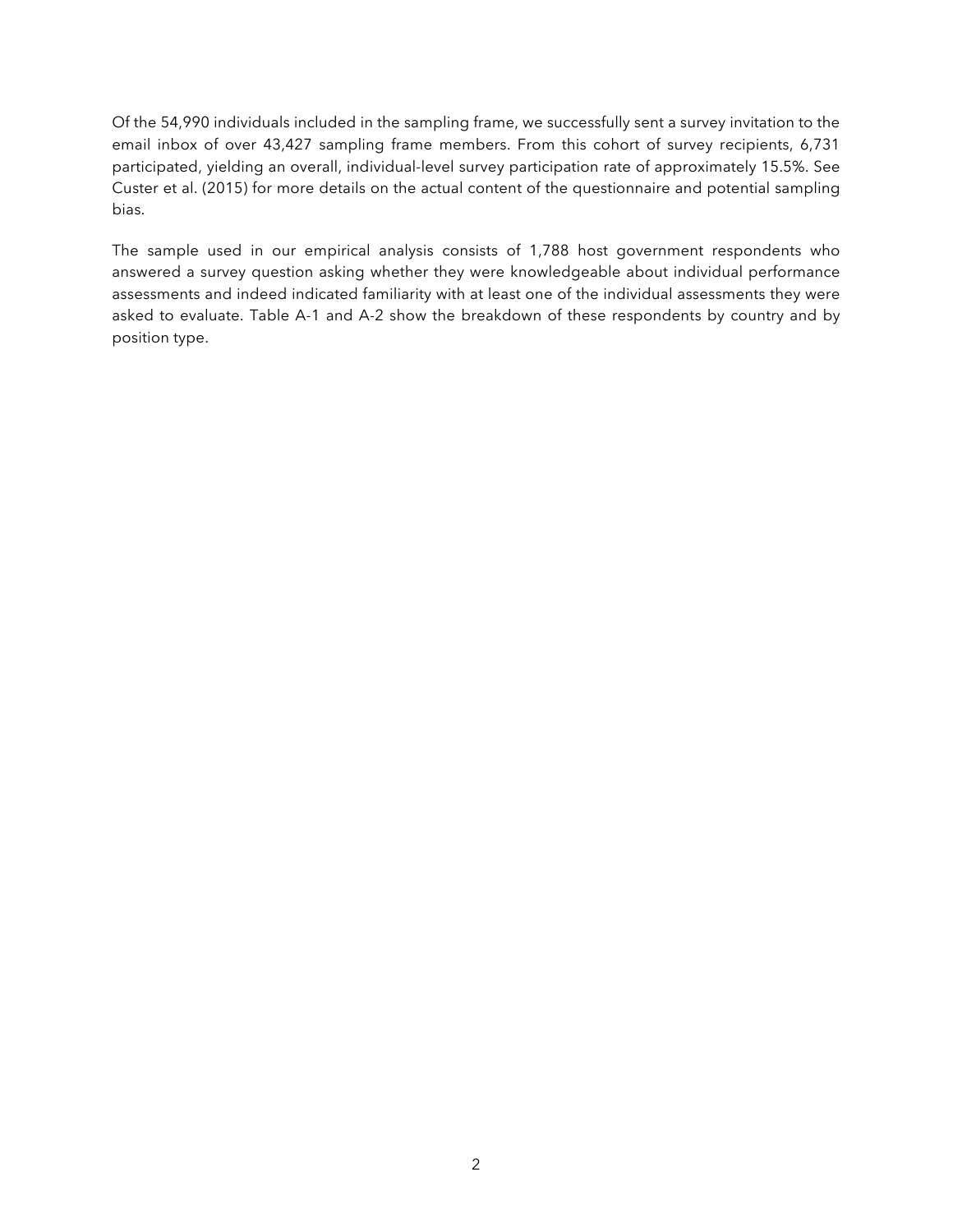Of the 54,990 individuals included in the sampling frame, we successfully sent a survey invitation to the email inbox of over 43,427 sampling frame members. From this cohort of survey recipients, 6,731 participated, yielding an overall, individual-level survey participation rate of approximately 15.5%. See Custer et al. (2015) for more details on the actual content of the questionnaire and potential sampling bias.

The sample used in our empirical analysis consists of 1,788 host government respondents who answered a survey question asking whether they were knowledgeable about individual performance assessments and indeed indicated familiarity with at least one of the individual assessments they were asked to evaluate. Table A-1 and A-2 show the breakdown of these respondents by country and by position type.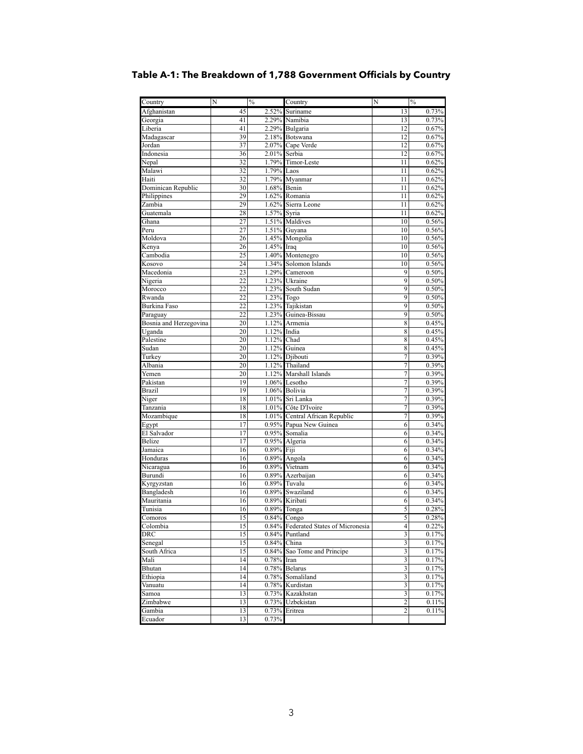**Table A-1: The Breakdown of 1,788 Government Officials by Country**

| Country | N | % | Country | N | % |
|---|---|---|---|---|---|
| Afghanistan | 45 | 2.52% | Suriname | 13 | 0.73% |
| Georgia | 41 | 2.29% | Namibia | 13 | 0.73% |
| Liberia | 41 | 2.29% | Bulgaria | 12 | 0.67% |
| Madagascar | 39 | 2.18% | Botswana | 12 | 0.67% |
| Jordan | 37 | 2.07% | Cape Verde | 12 | 0.67% |
| Indonesia | 36 | 2.01% | Serbia | 12 | 0.67% |
| Nepal | 32 | 1.79% | Timor-Leste | 11 | 0.62% |
| Malawi | 32 | 1.79% | Laos | 11 | 0.62% |
| Haiti | 32 | 1.79% | Myanmar | 11 | 0.62% |
| Dominican Republic | 30 | 1.68% | Benin | 11 | 0.62% |
| Philippines | 29 | 1.62% | Romania | 11 | 0.62% |
| Zambia | 29 | 1.62% | Sierra Leone | 11 | 0.62% |
| Guatemala | 28 | 1.57% | Syria | 11 | 0.62% |
| Ghana | 27 | 1.51% | Maldives | 10 | 0.56% |
| Peru | 27 | 1.51% | Guyana | 10 | 0.56% |
| Moldova | 26 | 1.45% | Mongolia | 10 | 0.56% |
| Kenya | 26 | 1.45% | Iraq | 10 | 0.56% |
| Cambodia | 25 | 1.40% | Montenegro | 10 | 0.56% |
| Kosovo | 24 | 1.34% | Solomon Islands | 10 | 0.56% |
| Macedonia | 23 | 1.29% | Cameroon | 9 | 0.50% |
| Nigeria | 22 | 1.23% | Ukraine | 9 | 0.50% |
| Morocco | 22 | 1.23% | South Sudan | 9 | 0.50% |
| Rwanda | 22 | 1.23% | Togo | 9 | 0.50% |
| Burkina Faso | 22 | 1.23% | Tajikistan | 9 | 0.50% |
| Paraguay | 22 | 1.23% | Guinea-Bissau | 9 | 0.50% |
| Bosnia and Herzegovina | 20 | 1.12% | Armenia | 8 | 0.45% |
| Uganda | 20 | 1.12% | India | 8 | 0.45% |
| Palestine | 20 | 1.12% | Chad | 8 | 0.45% |
| Sudan | 20 | 1.12% | Guinea | 8 | 0.45% |
| Turkey | 20 | 1.12% | Djibouti | 7 | 0.39% |
| Albania | 20 | 1.12% | Thailand | 7 | 0.39% |
| Yemen | 20 | 1.12% | Marshall Islands | 7 | 0.39% |
| Pakistan | 19 | 1.06% | Lesotho | 7 | 0.39% |
| Brazil | 19 | 1.06% | Bolivia | 7 | 0.39% |
| Niger | 18 | 1.01% | Sri Lanka | 7 | 0.39% |
| Tanzania | 18 | 1.01% | Côte D'Ivoire | 7 | 0.39% |
| Mozambique | 18 | 1.01% | Central African Republic | 7 | 0.39% |
| Egypt | 17 | 0.95% | Papua New Guinea | 6 | 0.34% |
| El Salvador | 17 | 0.95% | Somalia | 6 | 0.34% |
| Belize | 17 | 0.95% | Algeria | 6 | 0.34% |
| Jamaica | 16 | 0.89% | Fiji | 6 | 0.34% |
| Honduras | 16 | 0.89% | Angola | 6 | 0.34% |
| Nicaragua | 16 | 0.89% | Vietnam | 6 | 0.34% |
| Burundi | 16 | 0.89% | Azerbaijan | 6 | 0.34% |
| Kyrgyzstan | 16 | 0.89% | Tuvalu | 6 | 0.34% |
| Bangladesh | 16 | 0.89% | Swaziland | 6 | 0.34% |
| Mauritania | 16 | 0.89% | Kiribati | 6 | 0.34% |
| Tunisia | 16 | 0.89% | Tonga | 5 | 0.28% |
| Comoros | 15 | 0.84% | Congo | 5 | 0.28% |
| Colombia | 15 | 0.84% | Federated States of Micronesia | 4 | 0.22% |
| DRC | 15 | 0.84% | Puntland | 3 | 0.17% |
| Senegal | 15 | 0.84% | China | 3 | 0.17% |
| South Africa | 15 | 0.84% | Sao Tome and Principe | 3 | 0.17% |
| Mali | 14 | 0.78% | Iran | 3 | 0.17% |
| Bhutan | 14 | 0.78% | Belarus | 3 | 0.17% |
| Ethiopia | 14 | 0.78% | Somaliland | 3 | 0.17% |
| Vanuatu | 14 | 0.78% | Kurdistan | 3 | 0.17% |
| Samoa | 13 | 0.73% | Kazakhstan | 3 | 0.17% |
| Zimbabwe | 13 | 0.73% | Uzbekistan | 2 | 0.11% |
| Gambia | 13 | 0.73% | Eritrea | 2 | 0.11% |
| Ecuador | 13 | 0.73% | | | |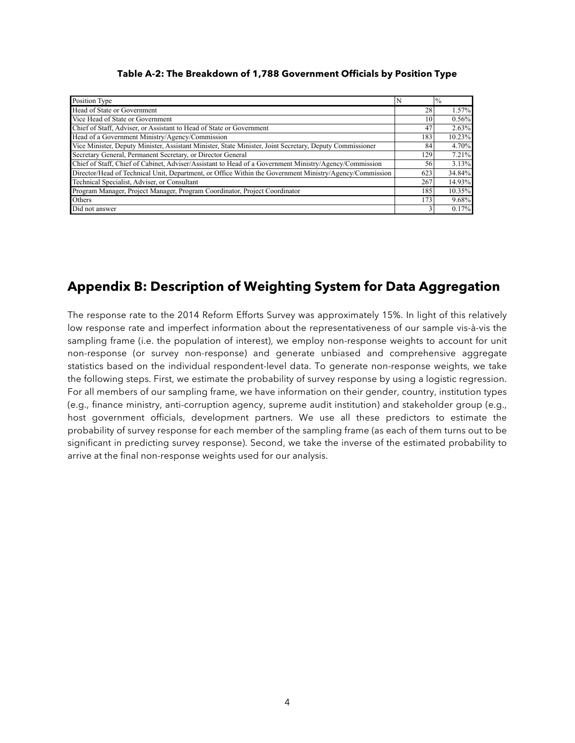**Table A-2: The Breakdown of 1,788 Government Officials by Position Type**

| Position Type | N | % |
|---|---|---|
| Head of State or Government | 28 | 1.57% |
| Vice Head of State or Government | 10 | 0.56% |
| Chief of Staff, Adviser, or Assistant to Head of State or Government | 47 | 2.63% |
| Head of a Government Ministry/Agency/Commission | 183 | 10.23% |
| Vice Minister, Deputy Minister, Assistant Minister, State Minister, Joint Secretary, Deputy Commissioner | 84 | 4.70% |
| Secretary General, Permanent Secretary, or Director General | 129 | 7.21% |
| Chief of Staff, Chief of Cabinet, Adviser/Assistant to Head of a Government Ministry/Agency/Commission | 56 | 3.13% |
| Director/Head of Technical Unit, Department, or Office Within the Government Ministry/Agency/Commission | 623 | 34.84% |
| Technical Specialist, Adviser, or Consultant | 267 | 14.93% |
| Program Manager, Project Manager, Program Coordinator, Project Coordinator | 185 | 10.35% |
| Others | 173 | 9.68% |
| Did not answer | 3 | 0.17% |

## Appendix B: Description of Weighting System for Data Aggregation

The response rate to the 2014 Reform Efforts Survey was approximately 15%. In light of this relatively low response rate and imperfect information about the representativeness of our sample vis-à-vis the sampling frame (i.e. the population of interest), we employ non-response weights to account for unit non-response (or survey non-response) and generate unbiased and comprehensive aggregate statistics based on the individual respondent-level data. To generate non-response weights, we take the following steps. First, we estimate the probability of survey response by using a logistic regression. For all members of our sampling frame, we have information on their gender, country, institution types (e.g., finance ministry, anti-corruption agency, supreme audit institution) and stakeholder group (e.g., host government officials, development partners. We use all these predictors to estimate the probability of survey response for each member of the sampling frame (as each of them turns out to be significant in predicting survey response). Second, we take the inverse of the estimated probability to arrive at the final non-response weights used for our analysis.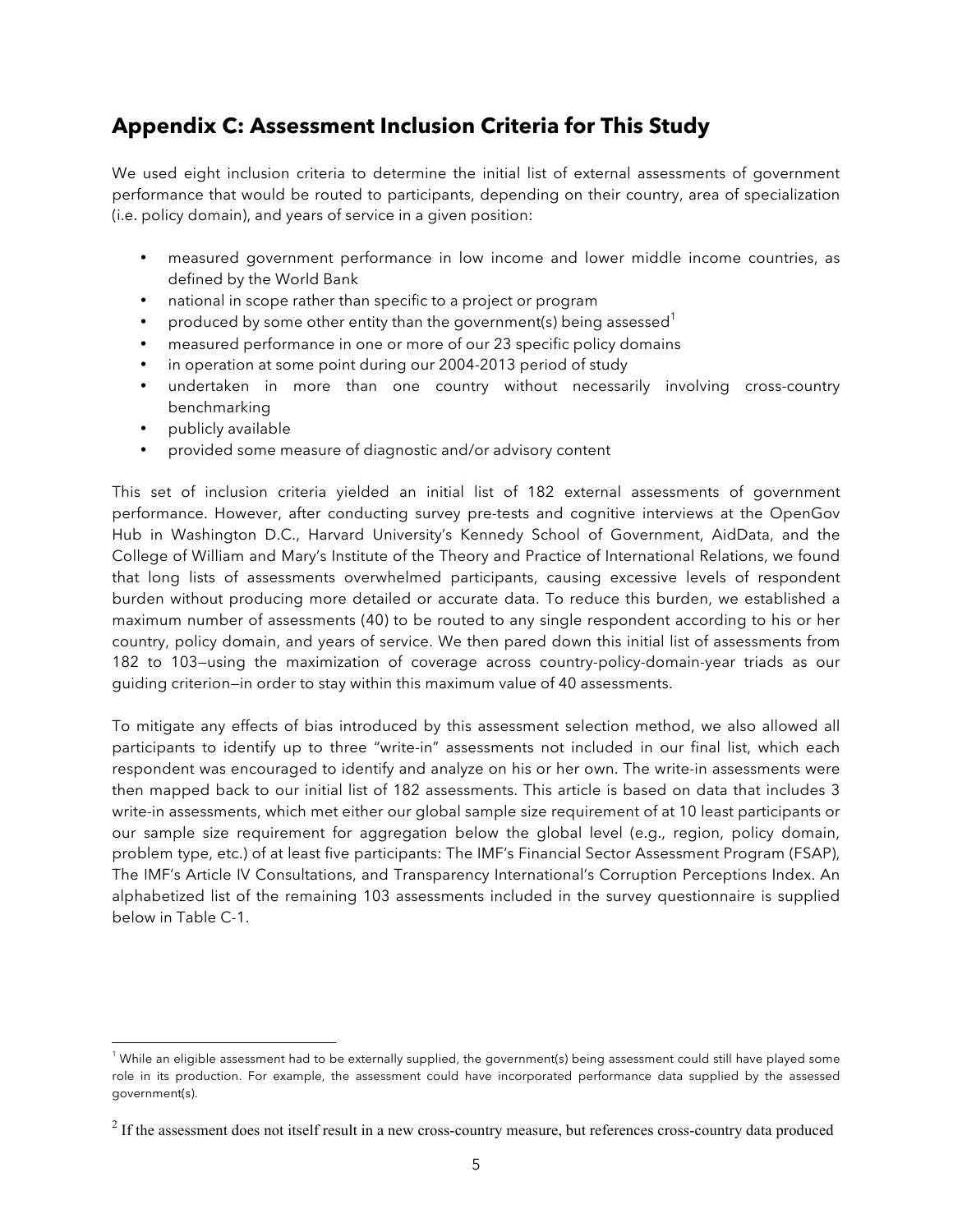## Appendix C: Assessment Inclusion Criteria for This Study

We used eight inclusion criteria to determine the initial list of external assessments of government performance that would be routed to participants, depending on their country, area of specialization (i.e. policy domain), and years of service in a given position:

- measured government performance in low income and lower middle income countries, as defined by the World Bank
- national in scope rather than specific to a project or program
- produced by some other entity than the government(s) being assessed[1]
- measured performance in one or more of our 23 specific policy domains
- in operation at some point during our 2004-2013 period of study
- undertaken in more than one country without necessarily involving cross-country benchmarking
- publicly available
- provided some measure of diagnostic and/or advisory content

This set of inclusion criteria yielded an initial list of 182 external assessments of government performance. However, after conducting survey pre-tests and cognitive interviews at the OpenGov Hub in Washington D.C., Harvard University's Kennedy School of Government, AidData, and the College of William and Mary's Institute of the Theory and Practice of International Relations, we found that long lists of assessments overwhelmed participants, causing excessive levels of respondent burden without producing more detailed or accurate data. To reduce this burden, we established a maximum number of assessments (40) to be routed to any single respondent according to his or her country, policy domain, and years of service. We then pared down this initial list of assessments from 182 to 103—using the maximization of coverage across country-policy-domain-year triads as our guiding criterion—in order to stay within this maximum value of 40 assessments.

To mitigate any effects of bias introduced by this assessment selection method, we also allowed all participants to identify up to three "write-in" assessments not included in our final list, which each respondent was encouraged to identify and analyze on his or her own. The write-in assessments were then mapped back to our initial list of 182 assessments. This article is based on data that includes 3 write-in assessments, which met either our global sample size requirement of at 10 least participants or our sample size requirement for aggregation below the global level (e.g., region, policy domain, problem type, etc.) of at least five participants: The IMF's Financial Sector Assessment Program (FSAP), The IMF's Article IV Consultations, and Transparency International's Corruption Perceptions Index. An alphabetized list of the remaining 103 assessments included in the survey questionnaire is supplied below in Table C-1.

---

[1] While an eligible assessment had to be externally supplied, the government(s) being assessment could still have played some role in its production. For example, the assessment could have incorporated performance data supplied by the assessed government(s).

[2] If the assessment does not itself result in a new cross-country measure, but references cross-country data produced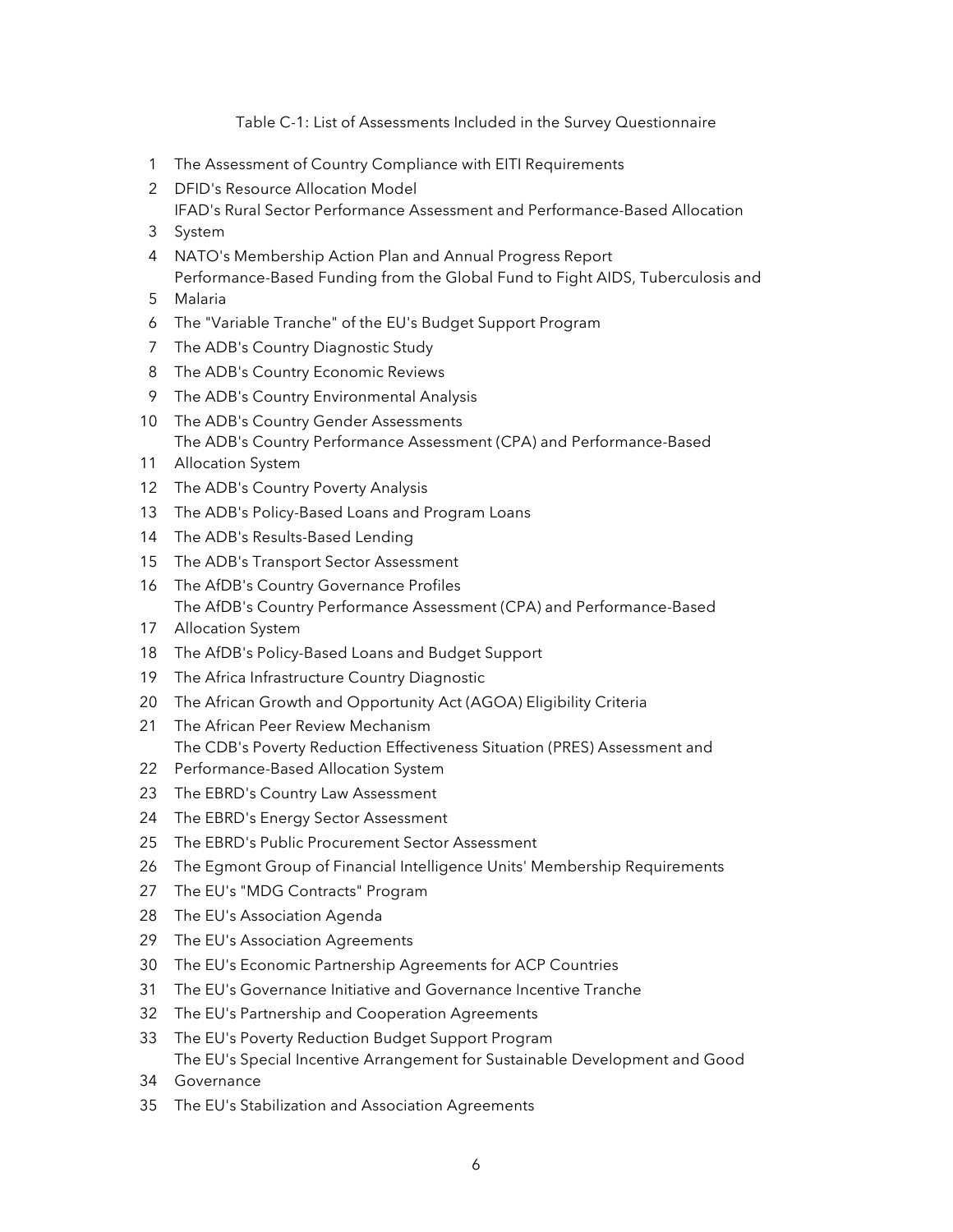Table C-1: List of Assessments Included in the Survey Questionnaire

| | |
|---|---|
| 1 | The Assessment of Country Compliance with EITI Requirements |
| 2 | DFID's Resource Allocation Model |
| 3 | IFAD's Rural Sector Performance Assessment and Performance-Based Allocation System |
| 4 | NATO's Membership Action Plan and Annual Progress Report |
| 5 | Performance-Based Funding from the Global Fund to Fight AIDS, Tuberculosis and Malaria |
| 6 | The "Variable Tranche" of the EU's Budget Support Program |
| 7 | The ADB's Country Diagnostic Study |
| 8 | The ADB's Country Economic Reviews |
| 9 | The ADB's Country Environmental Analysis |
| 10 | The ADB's Country Gender Assessments |
| 11 | The ADB's Country Performance Assessment (CPA) and Performance-Based Allocation System |
| 12 | The ADB's Country Poverty Analysis |
| 13 | The ADB's Policy-Based Loans and Program Loans |
| 14 | The ADB's Results-Based Lending |
| 15 | The ADB's Transport Sector Assessment |
| 16 | The AfDB's Country Governance Profiles |
| 17 | The AfDB's Country Performance Assessment (CPA) and Performance-Based Allocation System |
| 18 | The AfDB's Policy-Based Loans and Budget Support |
| 19 | The Africa Infrastructure Country Diagnostic |
| 20 | The African Growth and Opportunity Act (AGOA) Eligibility Criteria |
| 21 | The African Peer Review Mechanism |
| 22 | The CDB's Poverty Reduction Effectiveness Situation (PRES) Assessment and Performance-Based Allocation System |
| 23 | The EBRD's Country Law Assessment |
| 24 | The EBRD's Energy Sector Assessment |
| 25 | The EBRD's Public Procurement Sector Assessment |
| 26 | The Egmont Group of Financial Intelligence Units' Membership Requirements |
| 27 | The EU's "MDG Contracts" Program |
| 28 | The EU's Association Agenda |
| 29 | The EU's Association Agreements |
| 30 | The EU's Economic Partnership Agreements for ACP Countries |
| 31 | The EU's Governance Initiative and Governance Incentive Tranche |
| 32 | The EU's Partnership and Cooperation Agreements |
| 33 | The EU's Poverty Reduction Budget Support Program |
| 34 | The EU's Special Incentive Arrangement for Sustainable Development and Good Governance |
| 35 | The EU's Stabilization and Association Agreements |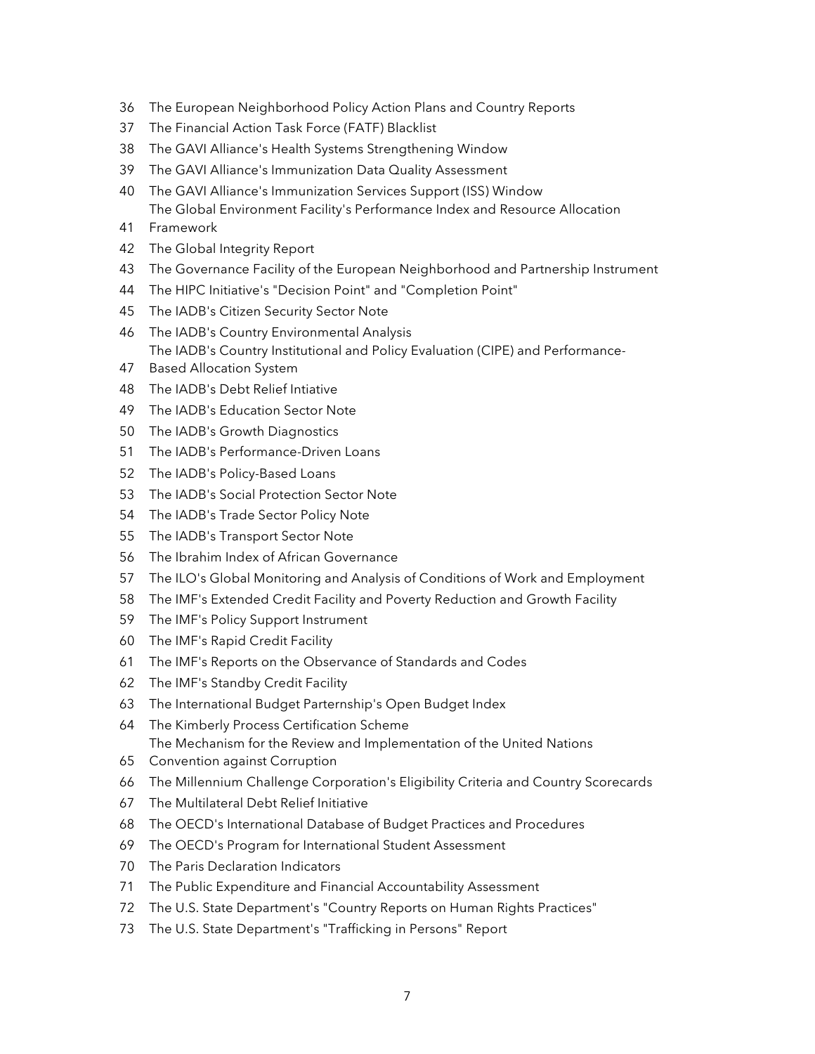36 The European Neighborhood Policy Action Plans and Country Reports
37 The Financial Action Task Force (FATF) Blacklist
38 The GAVI Alliance's Health Systems Strengthening Window
39 The GAVI Alliance's Immunization Data Quality Assessment
40 The GAVI Alliance's Immunization Services Support (ISS) Window
41 The Global Environment Facility's Performance Index and Resource Allocation Framework
42 The Global Integrity Report
43 The Governance Facility of the European Neighborhood and Partnership Instrument
44 The HIPC Initiative's "Decision Point" and "Completion Point"
45 The IADB's Citizen Security Sector Note
46 The IADB's Country Environmental Analysis
47 The IADB's Country Institutional and Policy Evaluation (CIPE) and Performance-Based Allocation System
48 The IADB's Debt Relief Intiative
49 The IADB's Education Sector Note
50 The IADB's Growth Diagnostics
51 The IADB's Performance-Driven Loans
52 The IADB's Policy-Based Loans
53 The IADB's Social Protection Sector Note
54 The IADB's Trade Sector Policy Note
55 The IADB's Transport Sector Note
56 The Ibrahim Index of African Governance
57 The ILO's Global Monitoring and Analysis of Conditions of Work and Employment
58 The IMF's Extended Credit Facility and Poverty Reduction and Growth Facility
59 The IMF's Policy Support Instrument
60 The IMF's Rapid Credit Facility
61 The IMF's Reports on the Observance of Standards and Codes
62 The IMF's Standby Credit Facility
63 The International Budget Parternship's Open Budget Index
64 The Kimberly Process Certification Scheme
65 The Mechanism for the Review and Implementation of the United Nations Convention against Corruption
66 The Millennium Challenge Corporation's Eligibility Criteria and Country Scorecards
67 The Multilateral Debt Relief Initiative
68 The OECD's International Database of Budget Practices and Procedures
69 The OECD's Program for International Student Assessment
70 The Paris Declaration Indicators
71 The Public Expenditure and Financial Accountability Assessment
72 The U.S. State Department's "Country Reports on Human Rights Practices"
73 The U.S. State Department's "Trafficking in Persons" Report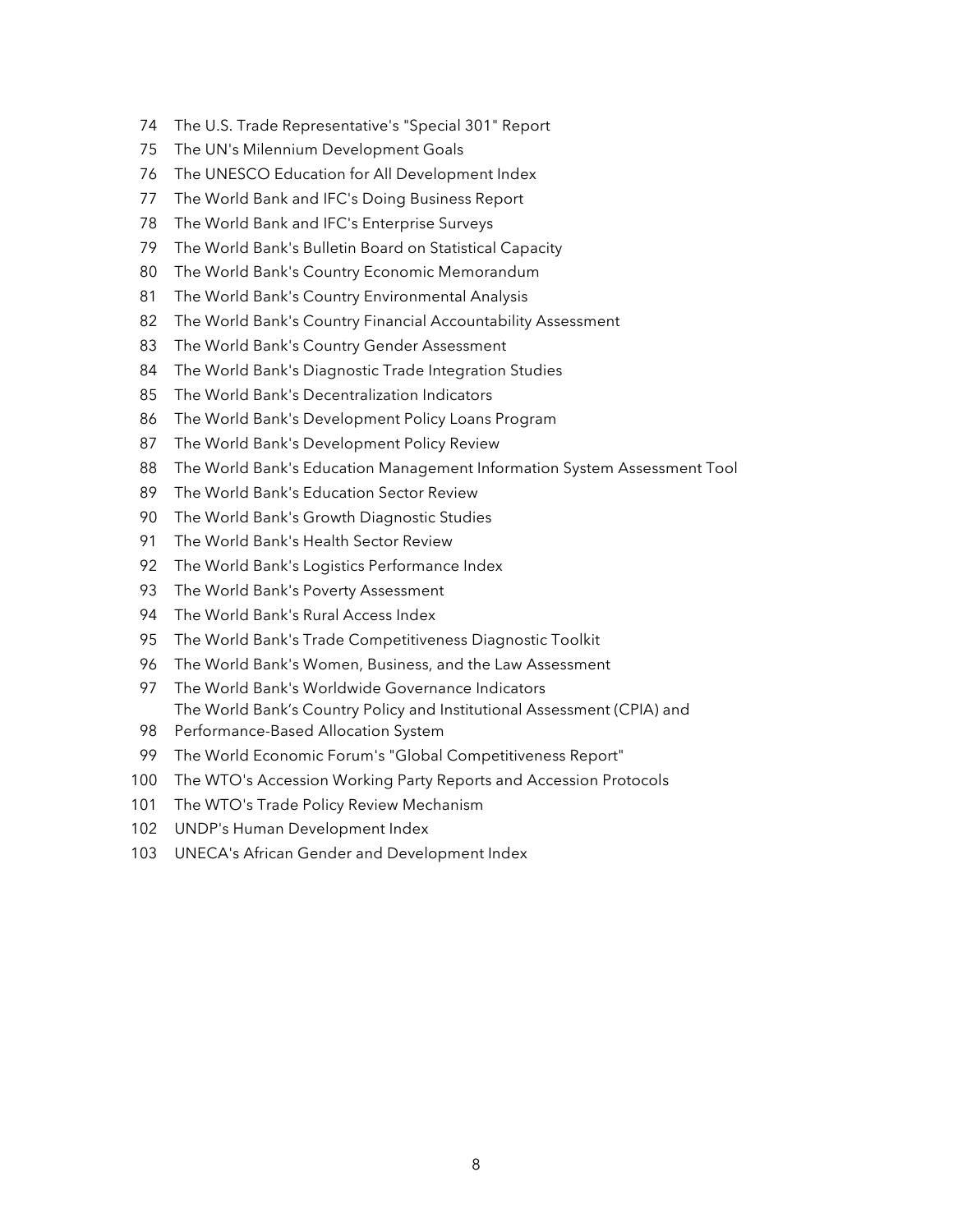74 The U.S. Trade Representative's "Special 301" Report
75 The UN's Milennium Development Goals
76 The UNESCO Education for All Development Index
77 The World Bank and IFC's Doing Business Report
78 The World Bank and IFC's Enterprise Surveys
79 The World Bank's Bulletin Board on Statistical Capacity
80 The World Bank's Country Economic Memorandum
81 The World Bank's Country Environmental Analysis
82 The World Bank's Country Financial Accountability Assessment
83 The World Bank's Country Gender Assessment
84 The World Bank's Diagnostic Trade Integration Studies
85 The World Bank's Decentralization Indicators
86 The World Bank's Development Policy Loans Program
87 The World Bank's Development Policy Review
88 The World Bank's Education Management Information System Assessment Tool
89 The World Bank's Education Sector Review
90 The World Bank's Growth Diagnostic Studies
91 The World Bank's Health Sector Review
92 The World Bank's Logistics Performance Index
93 The World Bank's Poverty Assessment
94 The World Bank's Rural Access Index
95 The World Bank's Trade Competitiveness Diagnostic Toolkit
96 The World Bank's Women, Business, and the Law Assessment
97 The World Bank's Worldwide Governance Indicators
98 The World Bank's Country Policy and Institutional Assessment (CPIA) and Performance-Based Allocation System
99 The World Economic Forum's "Global Competitiveness Report"
100 The WTO's Accession Working Party Reports and Accession Protocols
101 The WTO's Trade Policy Review Mechanism
102 UNDP's Human Development Index
103 UNECA's African Gender and Development Index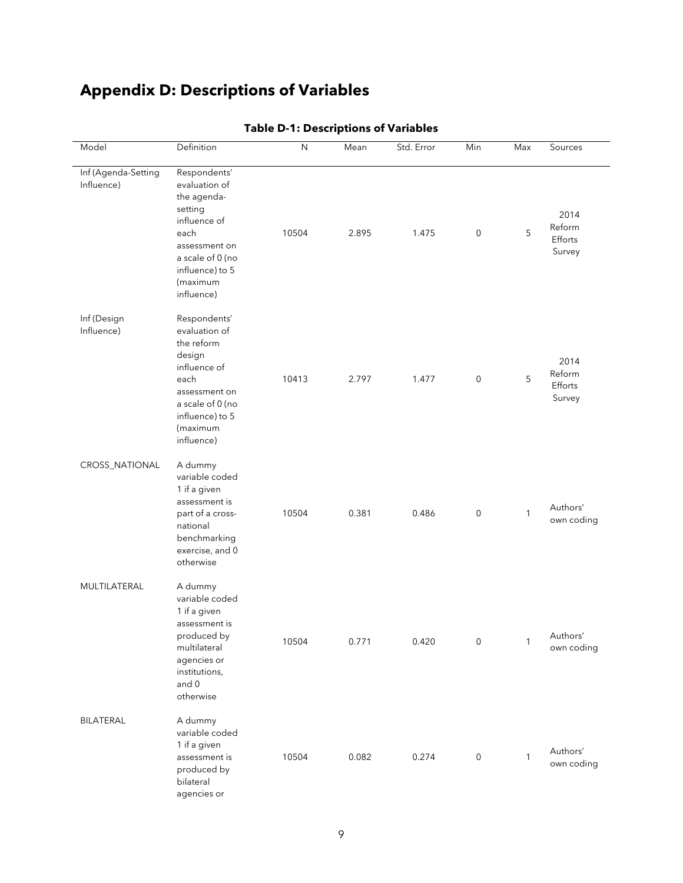# Appendix D: Descriptions of Variables

**Table D-1: Descriptions of Variables**

| Model | Definition | N | Mean | Std. Error | Min | Max | Sources |
|---|---|---|---|---|---|---|---|
| Inf (Agenda-Setting Influence) | Respondents' evaluation of the agenda-setting influence of each assessment on a scale of 0 (no influence) to 5 (maximum influence) | 10504 | 2.895 | 1.475 | 0 | 5 | 2014 Reform Efforts Survey |
| Inf (Design Influence) | Respondents' evaluation of the reform design influence of each assessment on a scale of 0 (no influence) to 5 (maximum influence) | 10413 | 2.797 | 1.477 | 0 | 5 | 2014 Reform Efforts Survey |
| CROSS_NATIONAL | A dummy variable coded 1 if a given assessment is part of a cross-national benchmarking exercise, and 0 otherwise | 10504 | 0.381 | 0.486 | 0 | 1 | Authors' own coding |
| MULTILATERAL | A dummy variable coded 1 if a given assessment is produced by multilateral agencies or institutions, and 0 otherwise | 10504 | 0.771 | 0.420 | 0 | 1 | Authors' own coding |
| BILATERAL | A dummy variable coded 1 if a given assessment is produced by bilateral agencies or | 10504 | 0.082 | 0.274 | 0 | 1 | Authors' own coding |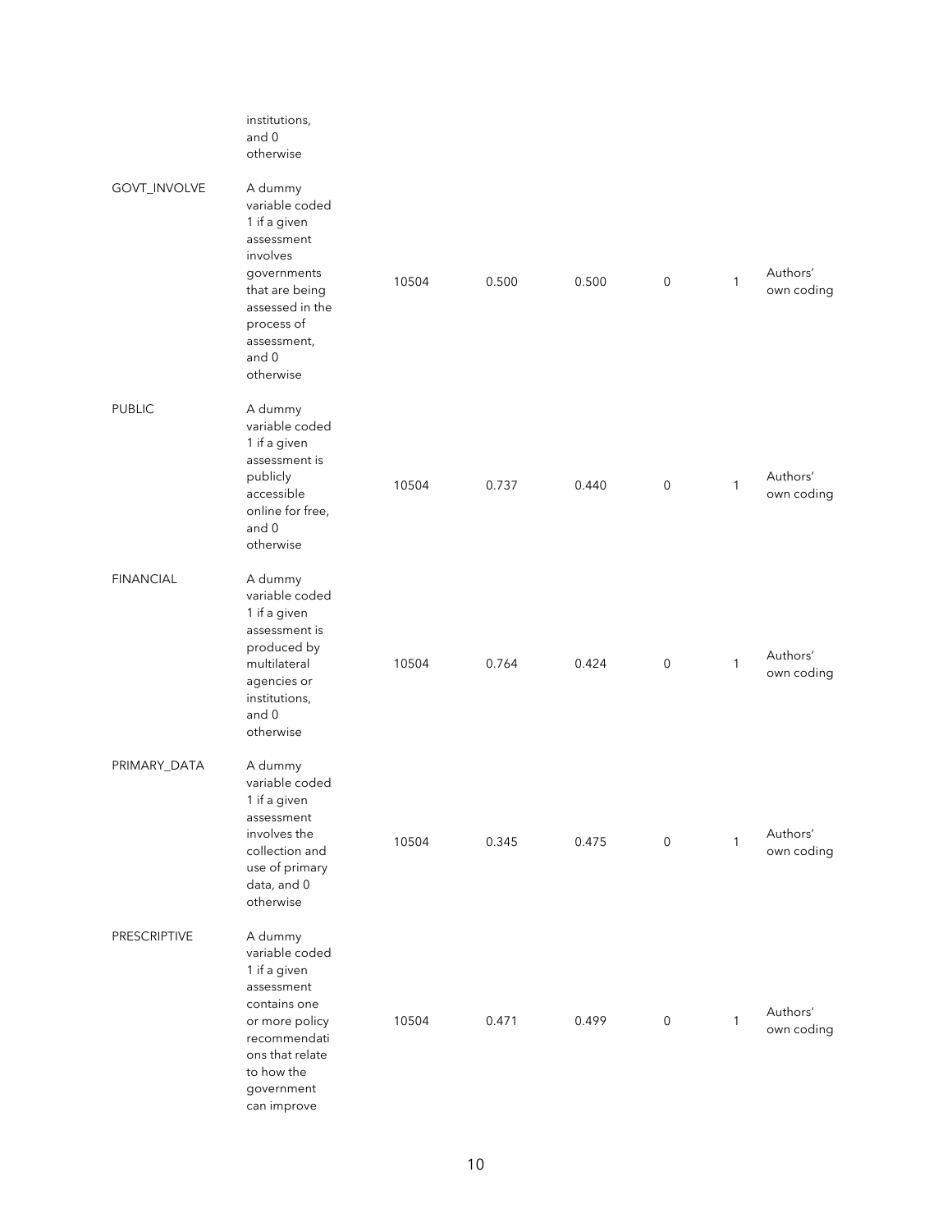| | institutions, and 0 otherwise | | | | | | |
|---|---|---|---|---|---|---|---|
| GOVT_INVOLVE | A dummy variable coded 1 if a given assessment involves governments that are being assessed in the process of assessment, and 0 otherwise | 10504 | 0.500 | 0.500 | 0 | 1 | Authors' own coding |
| PUBLIC | A dummy variable coded 1 if a given assessment is publicly accessible online for free, and 0 otherwise | 10504 | 0.737 | 0.440 | 0 | 1 | Authors' own coding |
| FINANCIAL | A dummy variable coded 1 if a given assessment is produced by multilateral agencies or institutions, and 0 otherwise | 10504 | 0.764 | 0.424 | 0 | 1 | Authors' own coding |
| PRIMARY_DATA | A dummy variable coded 1 if a given assessment involves the collection and use of primary data, and 0 otherwise | 10504 | 0.345 | 0.475 | 0 | 1 | Authors' own coding |
| PRESCRIPTIVE | A dummy variable coded 1 if a given assessment contains one or more policy recommendations that relate to how the government can improve | 10504 | 0.471 | 0.499 | 0 | 1 | Authors' own coding |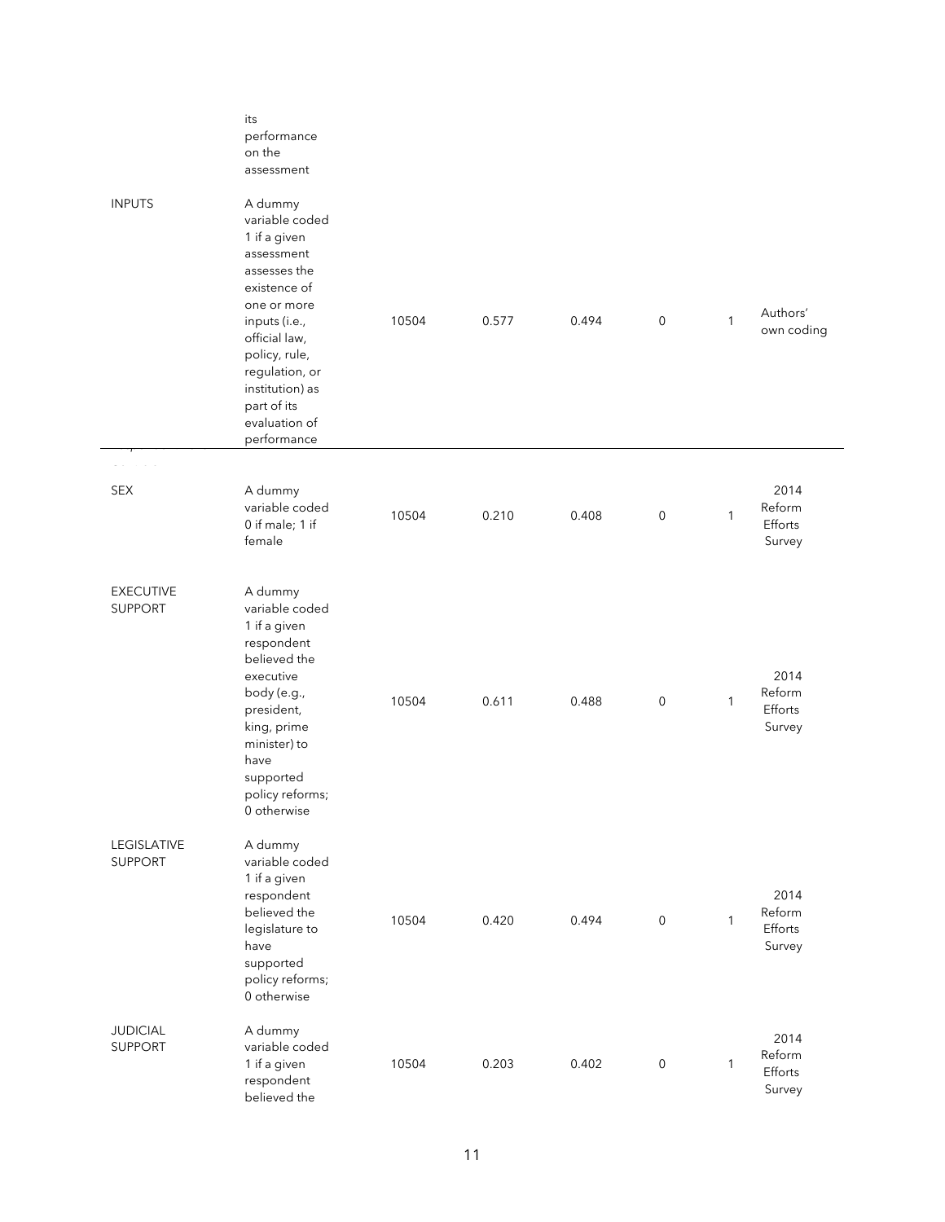| | | | | | | | |
|---|---|---|---|---|---|---|---|
| | its performance on the assessment | | | | | | |
| INPUTS | A dummy variable coded 1 if a given assessment assesses the existence of one or more inputs (i.e., official law, policy, rule, regulation, or institution) as part of its evaluation of performance | 10504 | 0.577 | 0.494 | 0 | 1 | Authors' own coding |
| SEX | A dummy variable coded 0 if male; 1 if female | 10504 | 0.210 | 0.408 | 0 | 1 | 2014 Reform Efforts Survey |
| EXECUTIVE SUPPORT | A dummy variable coded 1 if a given respondent believed the executive body (e.g., president, king, prime minister) to have supported policy reforms; 0 otherwise | 10504 | 0.611 | 0.488 | 0 | 1 | 2014 Reform Efforts Survey |
| LEGISLATIVE SUPPORT | A dummy variable coded 1 if a given respondent believed the legislature to have supported policy reforms; 0 otherwise | 10504 | 0.420 | 0.494 | 0 | 1 | 2014 Reform Efforts Survey |
| JUDICIAL SUPPORT | A dummy variable coded 1 if a given respondent believed the | 10504 | 0.203 | 0.402 | 0 | 1 | 2014 Reform Efforts Survey |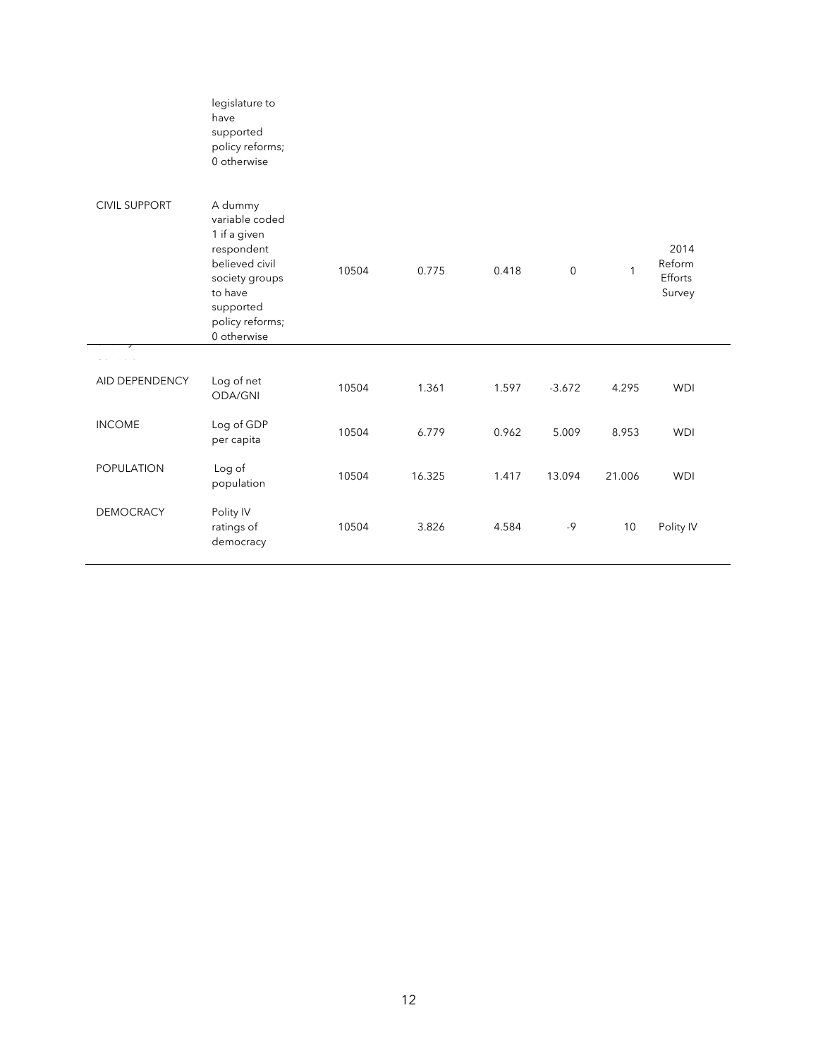| | | | | | | | |
|---|---|---|---|---|---|---|---|
| | legislature to have supported policy reforms; 0 otherwise | | | | | | |
| CIVIL SUPPORT | A dummy variable coded 1 if a given respondent believed civil society groups to have supported policy reforms; 0 otherwise | 10504 | 0.775 | 0.418 | 0 | 1 | 2014 Reform Efforts Survey |
| AID DEPENDENCY | Log of net ODA/GNI | 10504 | 1.361 | 1.597 | -3.672 | 4.295 | WDI |
| INCOME | Log of GDP per capita | 10504 | 6.779 | 0.962 | 5.009 | 8.953 | WDI |
| POPULATION | Log of population | 10504 | 16.325 | 1.417 | 13.094 | 21.006 | WDI |
| DEMOCRACY | Polity IV ratings of democracy | 10504 | 3.826 | 4.584 | -9 | 10 | Polity IV |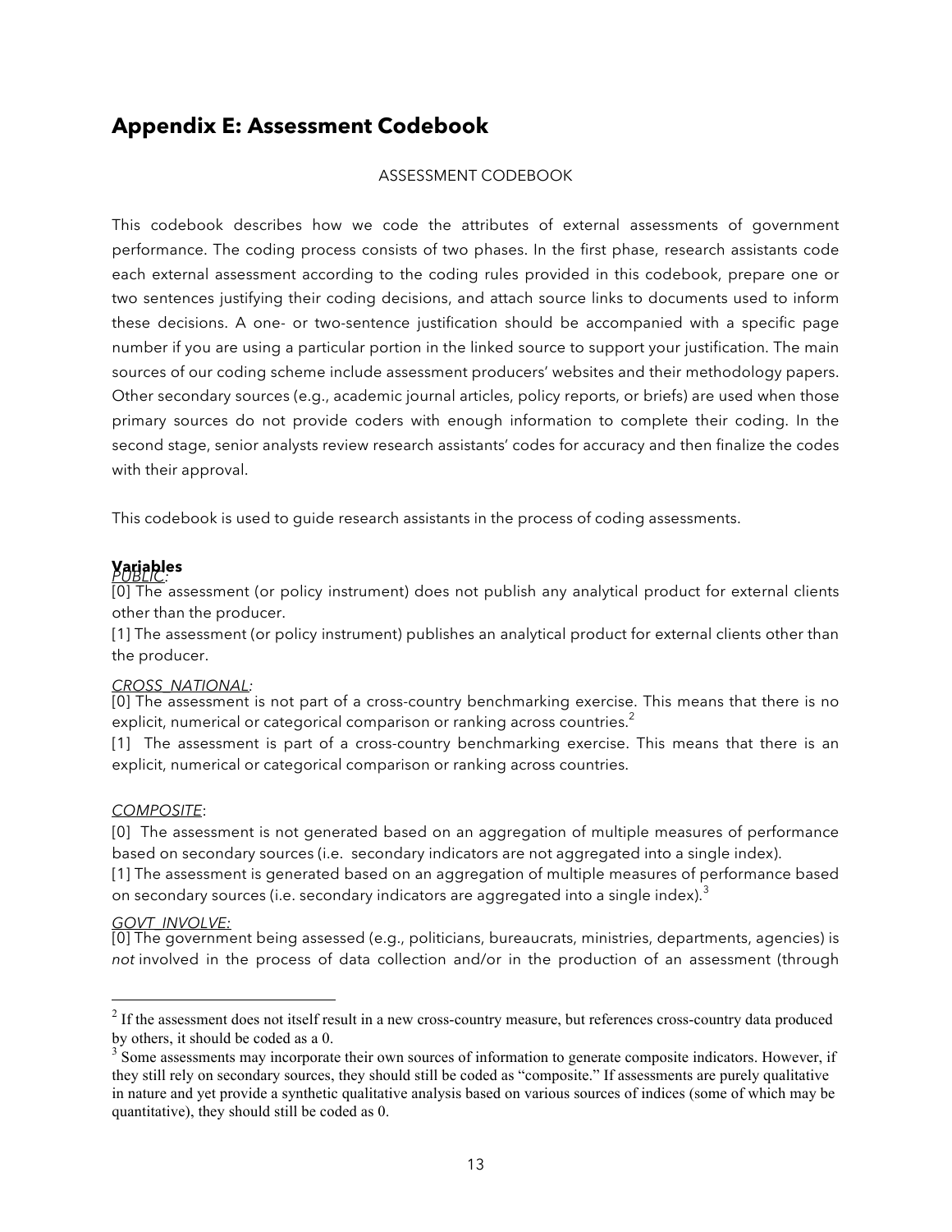## Appendix E: Assessment Codebook

ASSESSMENT CODEBOOK

This codebook describes how we code the attributes of external assessments of government performance. The coding process consists of two phases. In the first phase, research assistants code each external assessment according to the coding rules provided in this codebook, prepare one or two sentences justifying their coding decisions, and attach source links to documents used to inform these decisions. A one- or two-sentence justification should be accompanied with a specific page number if you are using a particular portion in the linked source to support your justification. The main sources of our coding scheme include assessment producers' websites and their methodology papers. Other secondary sources (e.g., academic journal articles, policy reports, or briefs) are used when those primary sources do not provide coders with enough information to complete their coding. In the second stage, senior analysts review research assistants' codes for accuracy and then finalize the codes with their approval.

This codebook is used to guide research assistants in the process of coding assessments.

**Variables**

*PUBLIC:*
[0] The assessment (or policy instrument) does not publish any analytical product for external clients other than the producer.
[1] The assessment (or policy instrument) publishes an analytical product for external clients other than the producer.

*CROSS_NATIONAL:*
[0] The assessment is not part of a cross-country benchmarking exercise. This means that there is no explicit, numerical or categorical comparison or ranking across countries.[2]
[1] The assessment is part of a cross-country benchmarking exercise. This means that there is an explicit, numerical or categorical comparison or ranking across countries.

*COMPOSITE*:
[0] The assessment is not generated based on an aggregation of multiple measures of performance based on secondary sources (i.e. secondary indicators are not aggregated into a single index).
[1] The assessment is generated based on an aggregation of multiple measures of performance based on secondary sources (i.e. secondary indicators are aggregated into a single index).[3]

*GOVT_INVOLVE:*
[0] The government being assessed (e.g., politicians, bureaucrats, ministries, departments, agencies) is *not* involved in the process of data collection and/or in the production of an assessment (through

---

[2] If the assessment does not itself result in a new cross-country measure, but references cross-country data produced by others, it should be coded as a 0.

[3] Some assessments may incorporate their own sources of information to generate composite indicators. However, if they still rely on secondary sources, they should still be coded as "composite." If assessments are purely qualitative in nature and yet provide a synthetic qualitative analysis based on various sources of indices (some of which may be quantitative), they should still be coded as 0.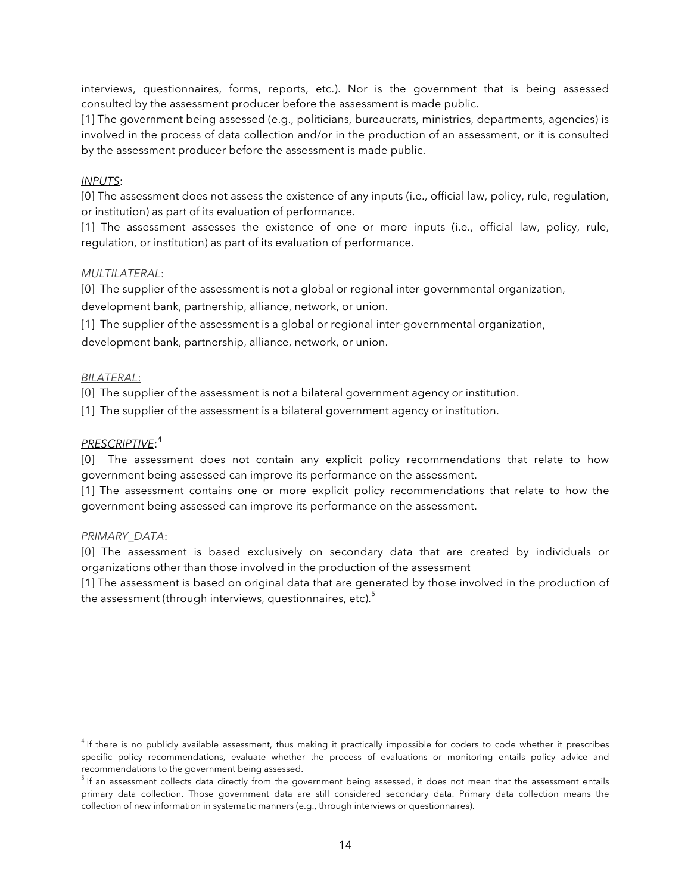interviews, questionnaires, forms, reports, etc.). Nor is the government that is being assessed consulted by the assessment producer before the assessment is made public.

[1] The government being assessed (e.g., politicians, bureaucrats, ministries, departments, agencies) is involved in the process of data collection and/or in the production of an assessment, or it is consulted by the assessment producer before the assessment is made public.

*INPUTS*:

[0] The assessment does not assess the existence of any inputs (i.e., official law, policy, rule, regulation, or institution) as part of its evaluation of performance.

[1] The assessment assesses the existence of one or more inputs (i.e., official law, policy, rule, regulation, or institution) as part of its evaluation of performance.

*MULTILATERAL*:

[0] The supplier of the assessment is not a global or regional inter-governmental organization, development bank, partnership, alliance, network, or union.

[1] The supplier of the assessment is a global or regional inter-governmental organization, development bank, partnership, alliance, network, or union.

*BILATERAL*:

[0] The supplier of the assessment is not a bilateral government agency or institution.

[1] The supplier of the assessment is a bilateral government agency or institution.

*PRESCRIPTIVE*:[4]

[0] The assessment does not contain any explicit policy recommendations that relate to how government being assessed can improve its performance on the assessment.

[1] The assessment contains one or more explicit policy recommendations that relate to how the government being assessed can improve its performance on the assessment.

*PRIMARY_DATA*:

[0] The assessment is based exclusively on secondary data that are created by individuals or organizations other than those involved in the production of the assessment

[1] The assessment is based on original data that are generated by those involved in the production of the assessment (through interviews, questionnaires, etc).[5]

---

[4] If there is no publicly available assessment, thus making it practically impossible for coders to code whether it prescribes specific policy recommendations, evaluate whether the process of evaluations or monitoring entails policy advice and recommendations to the government being assessed.

[5] If an assessment collects data directly from the government being assessed, it does not mean that the assessment entails primary data collection. Those government data are still considered secondary data. Primary data collection means the collection of new information in systematic manners (e.g., through interviews or questionnaires).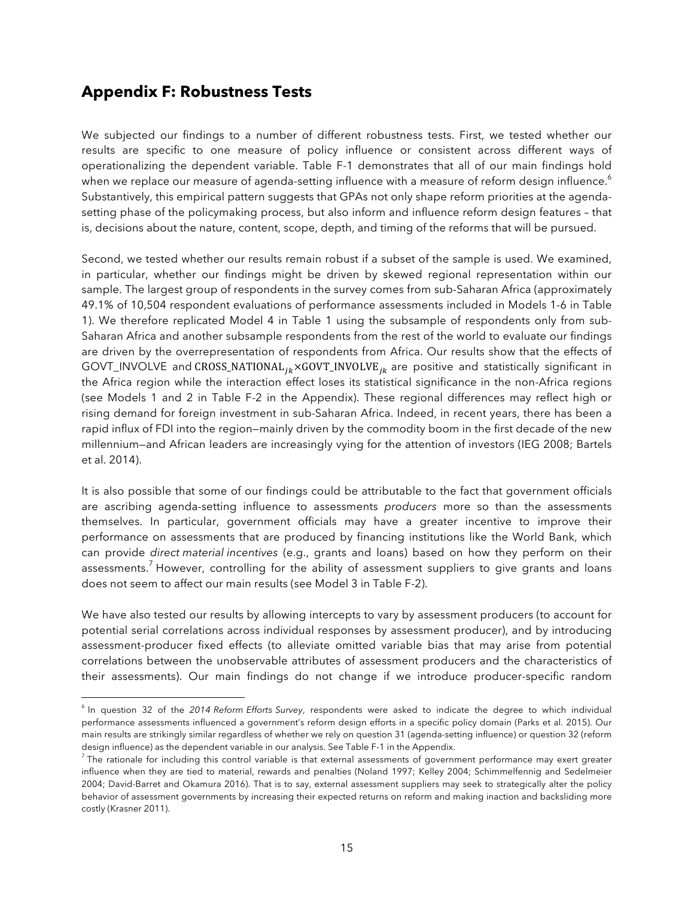## Appendix F: Robustness Tests

We subjected our findings to a number of different robustness tests. First, we tested whether our results are specific to one measure of policy influence or consistent across different ways of operationalizing the dependent variable. Table F-1 demonstrates that all of our main findings hold when we replace our measure of agenda-setting influence with a measure of reform design influence.[6] Substantively, this empirical pattern suggests that GPAs not only shape reform priorities at the agenda-setting phase of the policymaking process, but also inform and influence reform design features – that is, decisions about the nature, content, scope, depth, and timing of the reforms that will be pursued.

Second, we tested whether our results remain robust if a subset of the sample is used. We examined, in particular, whether our findings might be driven by skewed regional representation within our sample. The largest group of respondents in the survey comes from sub-Saharan Africa (approximately 49.1% of 10,504 respondent evaluations of performance assessments included in Models 1-6 in Table 1). We therefore replicated Model 4 in Table 1 using the subsample of respondents only from sub-Saharan Africa and another subsample respondents from the rest of the world to evaluate our findings are driven by the overrepresentation of respondents from Africa. Our results show that the effects of GOVT_INVOLVE and $\text{CROSS\_NATIONAL}_{jk} \times \text{GOVT\_INVOLVE}_{jk}$ are positive and statistically significant in the Africa region while the interaction effect loses its statistical significance in the non-Africa regions (see Models 1 and 2 in Table F-2 in the Appendix). These regional differences may reflect high or rising demand for foreign investment in sub-Saharan Africa. Indeed, in recent years, there has been a rapid influx of FDI into the region—mainly driven by the commodity boom in the first decade of the new millennium—and African leaders are increasingly vying for the attention of investors (IEG 2008; Bartels et al. 2014).

It is also possible that some of our findings could be attributable to the fact that government officials are ascribing agenda-setting influence to assessments *producers* more so than the assessments themselves. In particular, government officials may have a greater incentive to improve their performance on assessments that are produced by financing institutions like the World Bank, which can provide *direct material incentives* (e.g., grants and loans) based on how they perform on their assessments.[7] However, controlling for the ability of assessment suppliers to give grants and loans does not seem to affect our main results (see Model 3 in Table F-2).

We have also tested our results by allowing intercepts to vary by assessment producers (to account for potential serial correlations across individual responses by assessment producer), and by introducing assessment-producer fixed effects (to alleviate omitted variable bias that may arise from potential correlations between the unobservable attributes of assessment producers and the characteristics of their assessments). Our main findings do not change if we introduce producer-specific random

---

[6] In question 32 of the *2014 Reform Efforts Survey*, respondents were asked to indicate the degree to which individual performance assessments influenced a government's reform design efforts in a specific policy domain (Parks et al. 2015). Our main results are strikingly similar regardless of whether we rely on question 31 (agenda-setting influence) or question 32 (reform design influence) as the dependent variable in our analysis. See Table F-1 in the Appendix.

[7] The rationale for including this control variable is that external assessments of government performance may exert greater influence when they are tied to material, rewards and penalties (Noland 1997; Kelley 2004; Schimmelfennig and Sedelmeier 2004; David-Barret and Okamura 2016). That is to say, external assessment suppliers may seek to strategically alter the policy behavior of assessment governments by increasing their expected returns on reform and making inaction and backsliding more costly (Krasner 2011).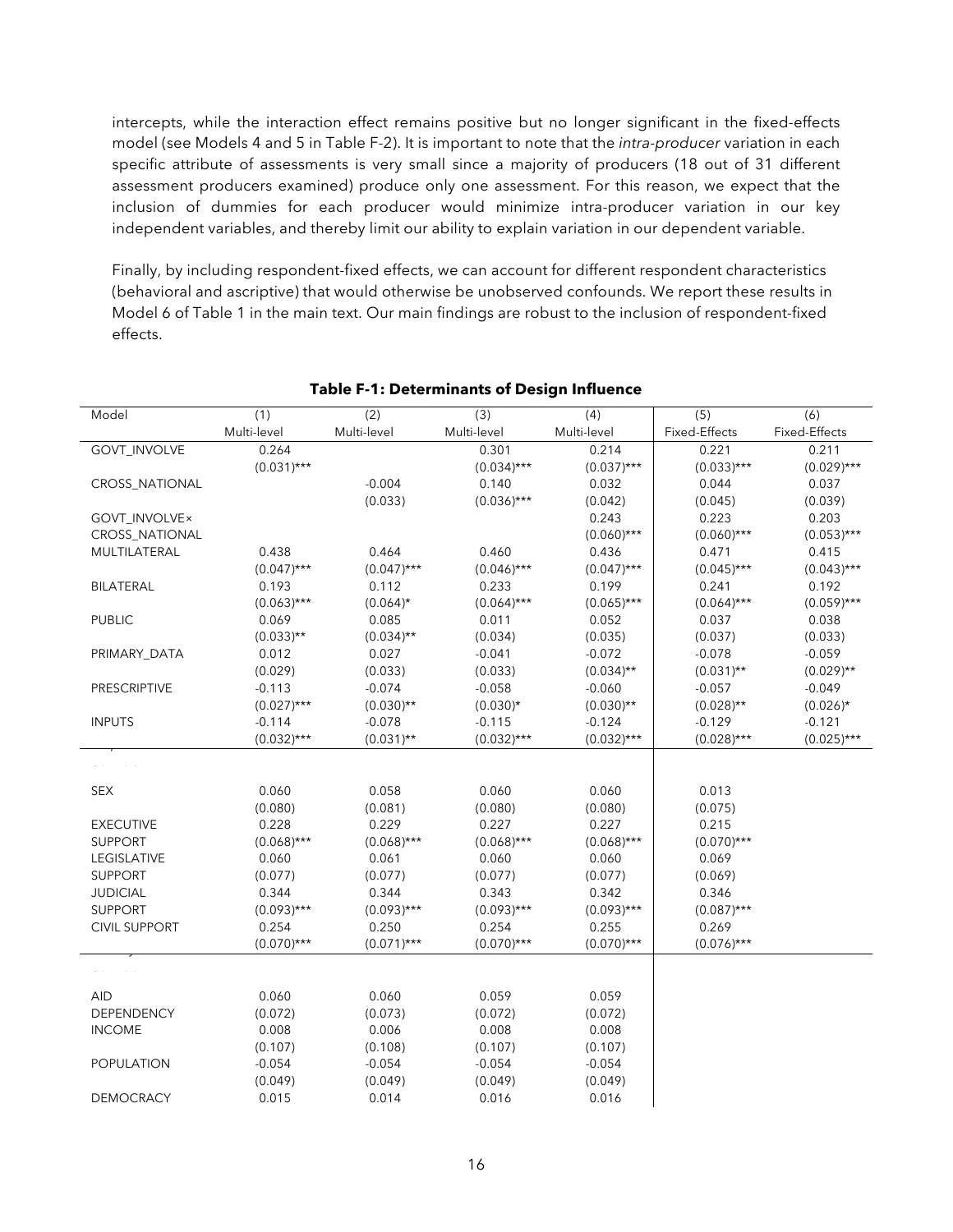intercepts, while the interaction effect remains positive but no longer significant in the fixed-effects model (see Models 4 and 5 in Table F-2). It is important to note that the *intra-producer* variation in each specific attribute of assessments is very small since a majority of producers (18 out of 31 different assessment producers examined) produce only one assessment. For this reason, we expect that the inclusion of dummies for each producer would minimize intra-producer variation in our key independent variables, and thereby limit our ability to explain variation in our dependent variable.

Finally, by including respondent-fixed effects, we can account for different respondent characteristics (behavioral and ascriptive) that would otherwise be unobserved confounds. We report these results in Model 6 of Table 1 in the main text. Our main findings are robust to the inclusion of respondent-fixed effects.

**Table F-1: Determinants of Design Influence**

| Model | (1) | (2) | (3) | (4) | (5) | (6) |
|---|---|---|---|---|---|---|
| | Multi-level | Multi-level | Multi-level | Multi-level | Fixed-Effects | Fixed-Effects |
| GOVT_INVOLVE | 0.264 | | 0.301 | 0.214 | 0.221 | 0.211 |
| | (0.031)*** | | (0.034)*** | (0.037)*** | (0.033)*** | (0.029)*** |
| CROSS_NATIONAL | | -0.004 | 0.140 | 0.032 | 0.044 | 0.037 |
| | | (0.033) | (0.036)*** | (0.042) | (0.045) | (0.039) |
| GOVT_INVOLVE× CROSS_NATIONAL | | | | 0.243 | 0.223 | 0.203 |
| | | | | (0.060)*** | (0.060)*** | (0.053)*** |
| MULTILATERAL | 0.438 | 0.464 | 0.460 | 0.436 | 0.471 | 0.415 |
| | (0.047)*** | (0.047)*** | (0.046)*** | (0.047)*** | (0.045)*** | (0.043)*** |
| BILATERAL | 0.193 | 0.112 | 0.233 | 0.199 | 0.241 | 0.192 |
| | (0.063)*** | (0.064)* | (0.064)*** | (0.065)*** | (0.064)*** | (0.059)*** |
| PUBLIC | 0.069 | 0.085 | 0.011 | 0.052 | 0.037 | 0.038 |
| | (0.033)** | (0.034)** | (0.034) | (0.035) | (0.037) | (0.033) |
| PRIMARY_DATA | 0.012 | 0.027 | -0.041 | -0.072 | -0.078 | -0.059 |
| | (0.029) | (0.033) | (0.033) | (0.034)** | (0.031)** | (0.029)** |
| PRESCRIPTIVE | -0.113 | -0.074 | -0.058 | -0.060 | -0.057 | -0.049 |
| | (0.027)*** | (0.030)** | (0.030)* | (0.030)** | (0.028)** | (0.026)* |
| INPUTS | -0.114 | -0.078 | -0.115 | -0.124 | -0.129 | -0.121 |
| | (0.032)*** | (0.031)** | (0.032)*** | (0.032)*** | (0.028)*** | (0.025)*** |
| SEX | 0.060 | 0.058 | 0.060 | 0.060 | 0.013 | |
| | (0.080) | (0.081) | (0.080) | (0.080) | (0.075) | |
| EXECUTIVE SUPPORT | 0.228 | 0.229 | 0.227 | 0.227 | 0.215 | |
| | (0.068)*** | (0.068)*** | (0.068)*** | (0.068)*** | (0.070)*** | |
| LEGISLATIVE SUPPORT | 0.060 | 0.061 | 0.060 | 0.060 | 0.069 | |
| | (0.077) | (0.077) | (0.077) | (0.077) | (0.069) | |
| JUDICIAL SUPPORT | 0.344 | 0.344 | 0.343 | 0.342 | 0.346 | |
| | (0.093)*** | (0.093)*** | (0.093)*** | (0.093)*** | (0.087)*** | |
| CIVIL SUPPORT | 0.254 | 0.250 | 0.254 | 0.255 | 0.269 | |
| | (0.070)*** | (0.071)*** | (0.070)*** | (0.070)*** | (0.076)*** | |
| AID DEPENDENCY | 0.060 | 0.060 | 0.059 | 0.059 | | |
| | (0.072) | (0.073) | (0.072) | (0.072) | | |
| INCOME | 0.008 | 0.006 | 0.008 | 0.008 | | |
| | (0.107) | (0.108) | (0.107) | (0.107) | | |
| POPULATION | -0.054 | -0.054 | -0.054 | -0.054 | | |
| | (0.049) | (0.049) | (0.049) | (0.049) | | |
| DEMOCRACY | 0.015 | 0.014 | 0.016 | 0.016 | | |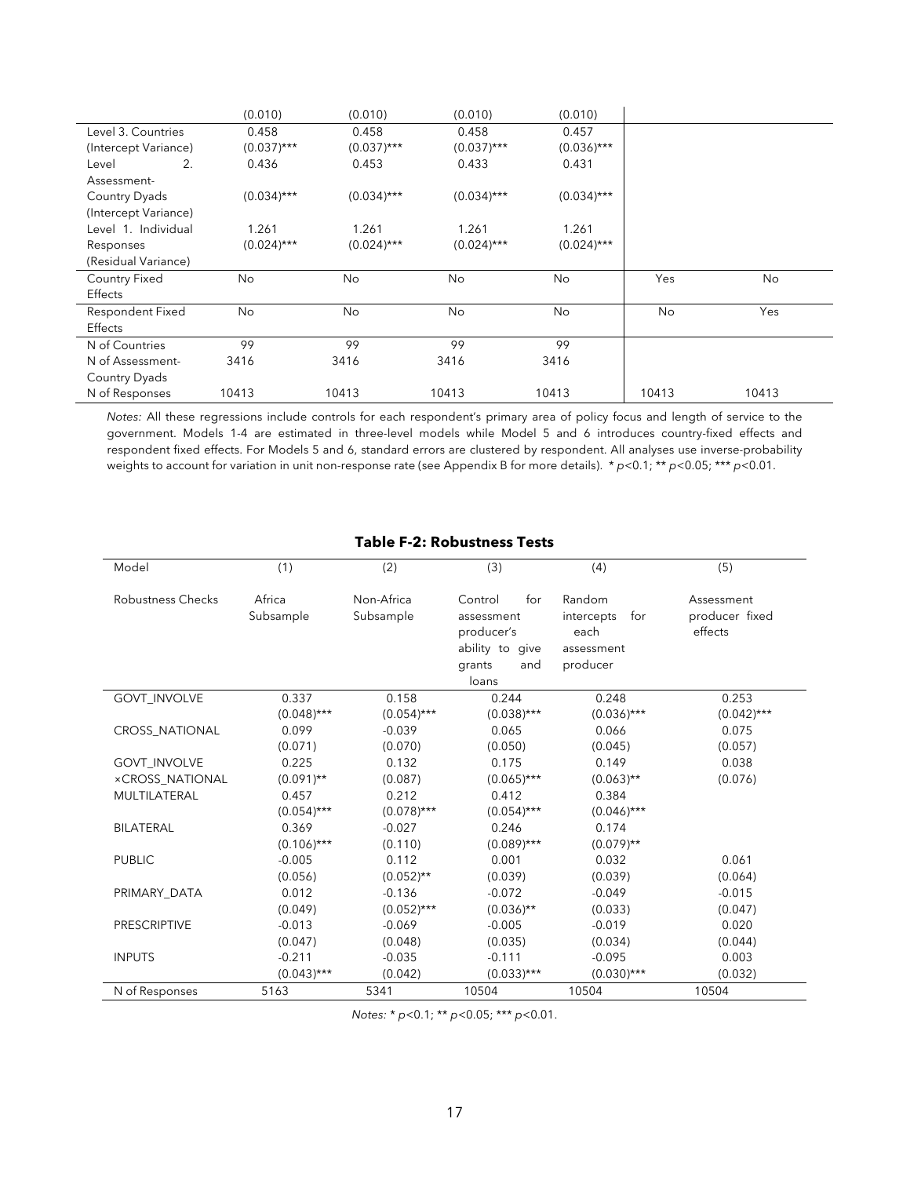|  | (0.010) | (0.010) | (0.010) | (0.010) |  |  |
|---|---|---|---|---|---|---|
| Level 3. Countries (Intercept Variance) | 0.458 (0.037)*** | 0.458 (0.037)*** | 0.458 (0.037)*** | 0.457 (0.036)*** |  |  |
| Level 2. Assessment-Country Dyads (Intercept Variance) | 0.436 (0.034)*** | 0.453 (0.034)*** | 0.433 (0.034)*** | 0.431 (0.034)*** |  |  |
| Level 1. Individual Responses (Residual Variance) | 1.261 (0.024)*** | 1.261 (0.024)*** | 1.261 (0.024)*** | 1.261 (0.024)*** |  |  |
| Country Fixed Effects | No | No | No | No | Yes | No |
| Respondent Fixed Effects | No | No | No | No | No | Yes |
| N of Countries | 99 | 99 | 99 | 99 |  |  |
| N of Assessment-Country Dyads | 3416 | 3416 | 3416 | 3416 |  |  |
| N of Responses | 10413 | 10413 | 10413 | 10413 | 10413 | 10413 |

*Notes:* All these regressions include controls for each respondent's primary area of policy focus and length of service to the government. Models 1-4 are estimated in three-level models while Model 5 and 6 introduces country-fixed effects and respondent fixed effects. For Models 5 and 6, standard errors are clustered by respondent. All analyses use inverse-probability weights to account for variation in unit non-response rate (see Appendix B for more details). * $p$<0.1; ** $p$<0.05; *** $p$<0.01.

**Table F-2: Robustness Tests**

| Model | (1) | (2) | (3) | (4) | (5) |
|---|---|---|---|---|---|
| Robustness Checks | Africa Subsample | Non-Africa Subsample | Control for assessment producer's ability to give grants and loans | Random intercepts for each assessment producer | Assessment producer fixed effects |
| GOVT_INVOLVE | 0.337 (0.048)*** | 0.158 (0.054)*** | 0.244 (0.038)*** | 0.248 (0.036)*** | 0.253 (0.042)*** |
| CROSS_NATIONAL | 0.099 (0.071) | -0.039 (0.070) | 0.065 (0.050) | 0.066 (0.045) | 0.075 (0.057) |
| GOVT_INVOLVE ×CROSS_NATIONAL | 0.225 (0.091)** | 0.132 (0.087) | 0.175 (0.065)*** | 0.149 (0.063)** | 0.038 (0.076) |
| MULTILATERAL | 0.457 (0.054)*** | 0.212 (0.078)*** | 0.412 (0.054)*** | 0.384 (0.046)*** |  |
| BILATERAL | 0.369 (0.106)*** | -0.027 (0.110) | 0.246 (0.089)*** | 0.174 (0.079)** |  |
| PUBLIC | -0.005 (0.056) | 0.112 (0.052)** | 0.001 (0.039) | 0.032 (0.039) | 0.061 (0.064) |
| PRIMARY_DATA | 0.012 (0.049) | -0.136 (0.052)*** | -0.072 (0.036)** | -0.049 (0.033) | -0.015 (0.047) |
| PRESCRIPTIVE | -0.013 (0.047) | -0.069 (0.048) | -0.005 (0.035) | -0.019 (0.034) | 0.020 (0.044) |
| INPUTS | -0.211 (0.043)*** | -0.035 (0.042) | -0.111 (0.033)*** | -0.095 (0.030)*** | 0.003 (0.032) |
| N of Responses | 5163 | 5341 | 10504 | 10504 | 10504 |

*Notes:* * $p$<0.1; ** $p$<0.05; *** $p$<0.01.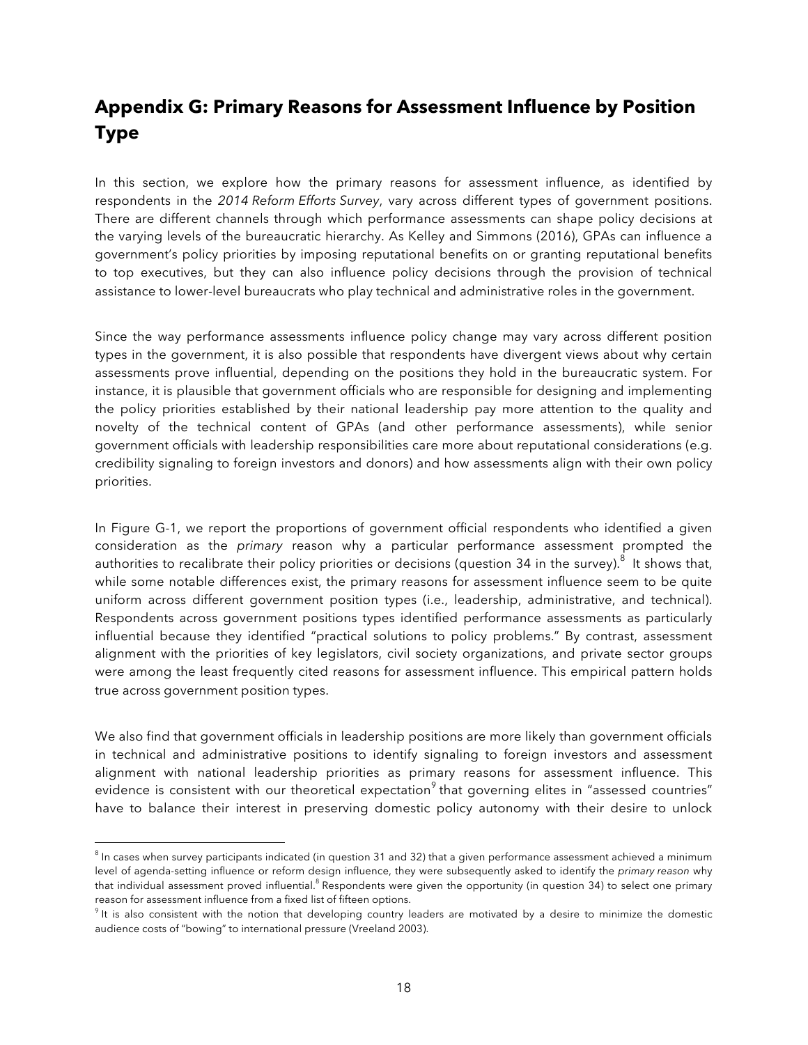## Appendix G: Primary Reasons for Assessment Influence by Position Type

In this section, we explore how the primary reasons for assessment influence, as identified by respondents in the *2014 Reform Efforts Survey*, vary across different types of government positions. There are different channels through which performance assessments can shape policy decisions at the varying levels of the bureaucratic hierarchy. As Kelley and Simmons (2016), GPAs can influence a government's policy priorities by imposing reputational benefits on or granting reputational benefits to top executives, but they can also influence policy decisions through the provision of technical assistance to lower-level bureaucrats who play technical and administrative roles in the government.

Since the way performance assessments influence policy change may vary across different position types in the government, it is also possible that respondents have divergent views about why certain assessments prove influential, depending on the positions they hold in the bureaucratic system. For instance, it is plausible that government officials who are responsible for designing and implementing the policy priorities established by their national leadership pay more attention to the quality and novelty of the technical content of GPAs (and other performance assessments), while senior government officials with leadership responsibilities care more about reputational considerations (e.g. credibility signaling to foreign investors and donors) and how assessments align with their own policy priorities.

In Figure G-1, we report the proportions of government official respondents who identified a given consideration as the *primary* reason why a particular performance assessment prompted the authorities to recalibrate their policy priorities or decisions (question 34 in the survey).[8] It shows that, while some notable differences exist, the primary reasons for assessment influence seem to be quite uniform across different government position types (i.e., leadership, administrative, and technical). Respondents across government positions types identified performance assessments as particularly influential because they identified "practical solutions to policy problems." By contrast, assessment alignment with the priorities of key legislators, civil society organizations, and private sector groups were among the least frequently cited reasons for assessment influence. This empirical pattern holds true across government position types.

We also find that government officials in leadership positions are more likely than government officials in technical and administrative positions to identify signaling to foreign investors and assessment alignment with national leadership priorities as primary reasons for assessment influence. This evidence is consistent with our theoretical expectation[9] that governing elites in "assessed countries" have to balance their interest in preserving domestic policy autonomy with their desire to unlock

[8] In cases when survey participants indicated (in question 31 and 32) that a given performance assessment achieved a minimum level of agenda-setting influence or reform design influence, they were subsequently asked to identify the *primary reason* why that individual assessment proved influential.[8] Respondents were given the opportunity (in question 34) to select one primary reason for assessment influence from a fixed list of fifteen options.

[9] It is also consistent with the notion that developing country leaders are motivated by a desire to minimize the domestic audience costs of "bowing" to international pressure (Vreeland 2003).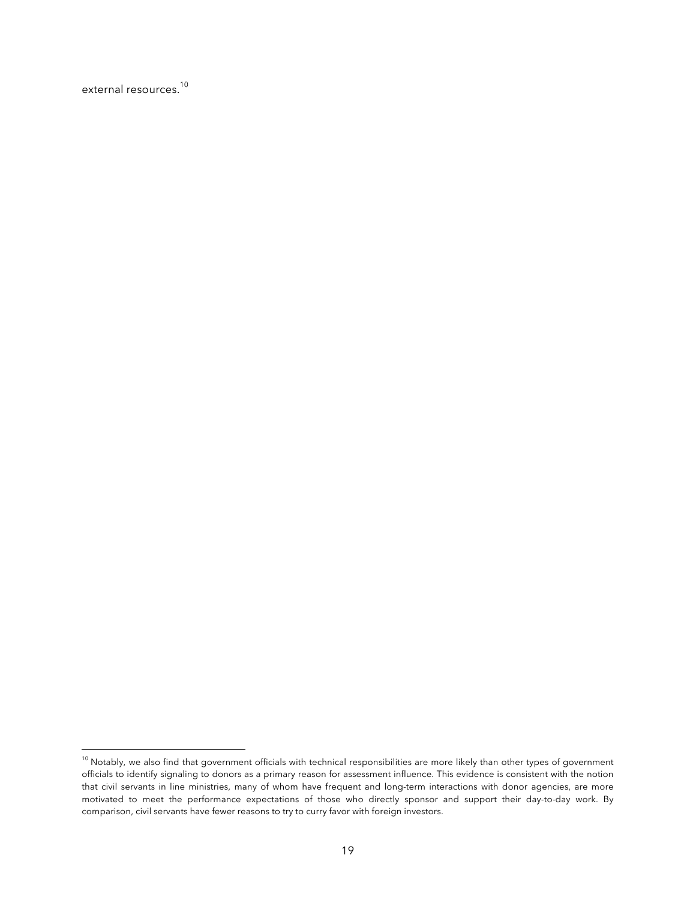external resources.[10]

[10] Notably, we also find that government officials with technical responsibilities are more likely than other types of government officials to identify signaling to donors as a primary reason for assessment influence. This evidence is consistent with the notion that civil servants in line ministries, many of whom have frequent and long-term interactions with donor agencies, are more motivated to meet the performance expectations of those who directly sponsor and support their day-to-day work. By comparison, civil servants have fewer reasons to try to curry favor with foreign investors.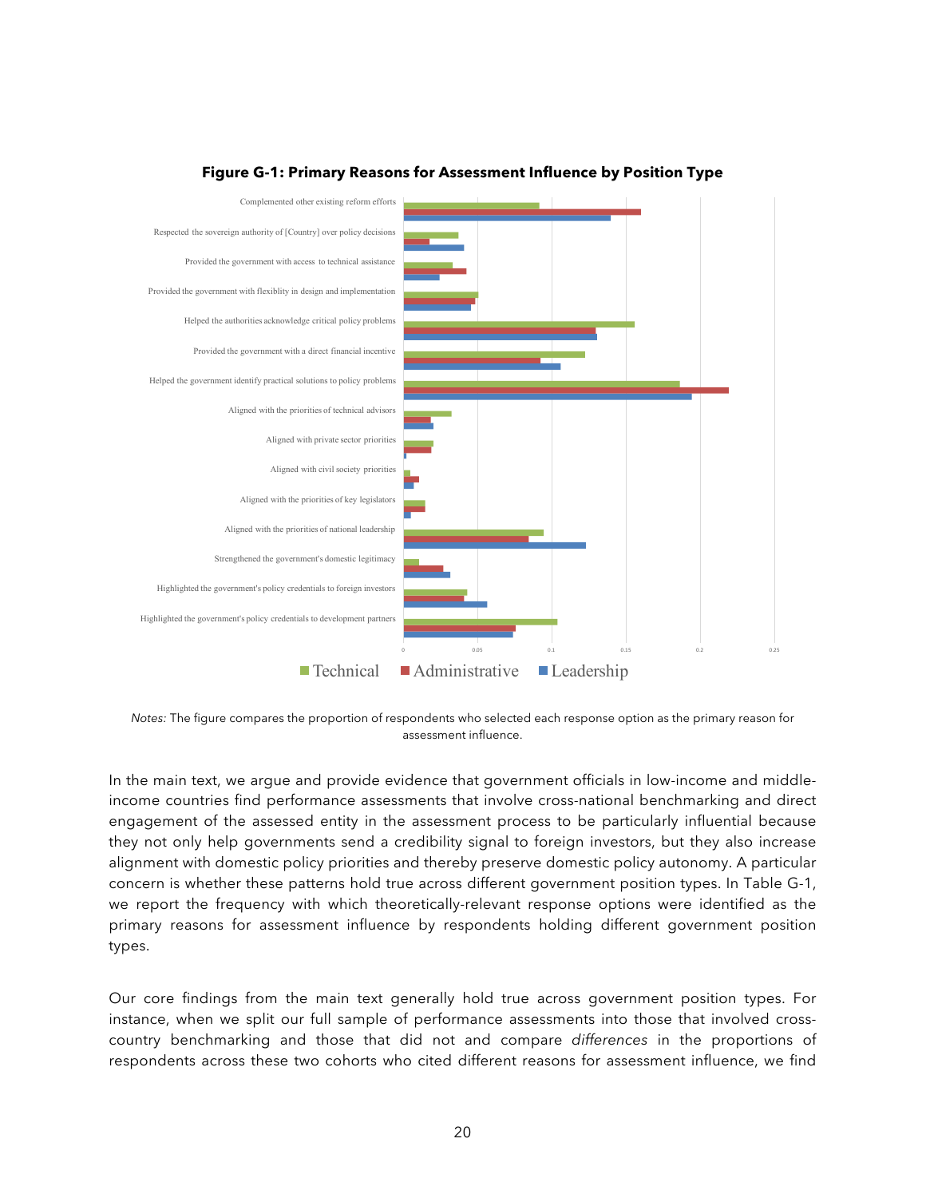**Figure G-1: Primary Reasons for Assessment Influence by Position Type**

*Notes:* The figure compares the proportion of respondents who selected each response option as the primary reason for assessment influence.

In the main text, we argue and provide evidence that government officials in low-income and middle-income countries find performance assessments that involve cross-national benchmarking and direct engagement of the assessed entity in the assessment process to be particularly influential because they not only help governments send a credibility signal to foreign investors, but they also increase alignment with domestic policy priorities and thereby preserve domestic policy autonomy. A particular concern is whether these patterns hold true across different government position types. In Table G-1, we report the frequency with which theoretically-relevant response options were identified as the primary reasons for assessment influence by respondents holding different government position types.

Our core findings from the main text generally hold true across government position types. For instance, when we split our full sample of performance assessments into those that involved cross-country benchmarking and those that did not and compare *differences* in the proportions of respondents across these two cohorts who cited different reasons for assessment influence, we find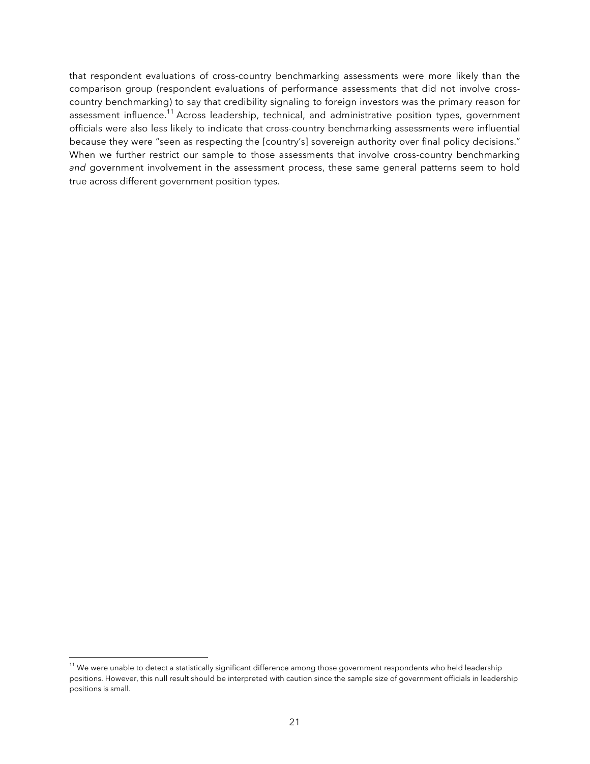that respondent evaluations of cross-country benchmarking assessments were more likely than the comparison group (respondent evaluations of performance assessments that did not involve cross-country benchmarking) to say that credibility signaling to foreign investors was the primary reason for assessment influence.[11] Across leadership, technical, and administrative position types, government officials were also less likely to indicate that cross-country benchmarking assessments were influential because they were "seen as respecting the [country's] sovereign authority over final policy decisions." When we further restrict our sample to those assessments that involve cross-country benchmarking *and* government involvement in the assessment process, these same general patterns seem to hold true across different government position types.

---

[11] We were unable to detect a statistically significant difference among those government respondents who held leadership positions. However, this null result should be interpreted with caution since the sample size of government officials in leadership positions is small.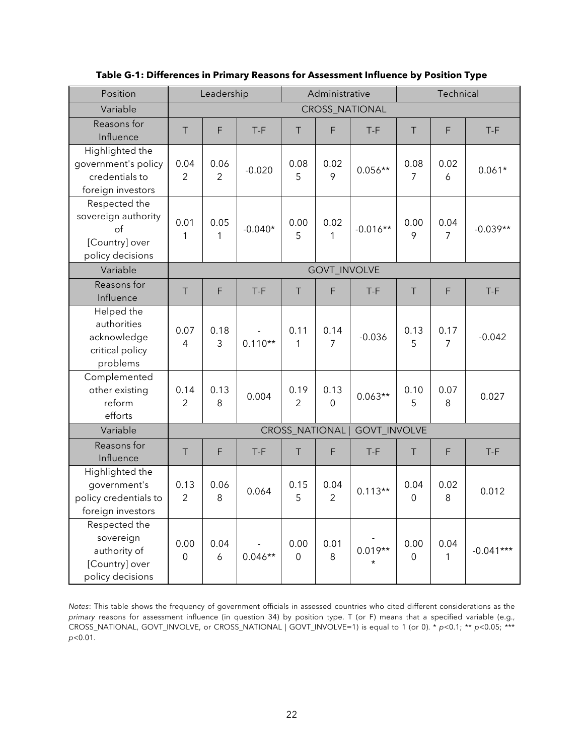**Table G-1: Differences in Primary Reasons for Assessment Influence by Position Type**

| Position | Leadership | | | Administrative | | | Technical | | |
|---|---|---|---|---|---|---|---|---|---|
| Variable | CROSS_NATIONAL | | | | | | | | |
| Reasons for Influence | T | F | T-F | T | F | T-F | T | F | T-F |
| Highlighted the government's policy credentials to foreign investors | 0.042 | 0.062 | -0.020 | 0.085 | 0.029 | 0.056** | 0.087 | 0.026 | 0.061* |
| Respected the sovereign authority of [Country] over policy decisions | 0.011 | 0.051 | -0.040* | 0.005 | 0.021 | -0.016** | 0.009 | 0.047 | -0.039** |
| Variable | GOVT_INVOLVE | | | | | | | | |
| Reasons for Influence | T | F | T-F | T | F | T-F | T | F | T-F |
| Helped the authorities acknowledge critical policy problems | 0.074 | 0.183 | -0.110** | 0.111 | 0.147 | -0.036 | 0.135 | 0.177 | -0.042 |
| Complemented other existing reform efforts | 0.142 | 0.138 | 0.004 | 0.192 | 0.130 | 0.063** | 0.105 | 0.078 | 0.027 |
| Variable | CROSS_NATIONAL \| GOVT_INVOLVE | | | | | | | | |
| Reasons for Influence | T | F | T-F | T | F | T-F | T | F | T-F |
| Highlighted the government's policy credentials to foreign investors | 0.132 | 0.068 | 0.064 | 0.155 | 0.042 | 0.113** | 0.040 | 0.028 | 0.012 |
| Respected the sovereign authority of [Country] over policy decisions | 0.000 | 0.046 | -0.046** | 0.000 | 0.018 | -0.019*** | 0.000 | 0.041 | -0.041*** |

*Notes*: This table shows the frequency of government officials in assessed countries who cited different considerations as the *primary* reasons for assessment influence (in question 34) by position type. T (or F) means that a specified variable (e.g., CROSS_NATIONAL, GOVT_INVOLVE, or CROSS_NATIONAL | GOVT_INVOLVE=1) is equal to 1 (or 0). * $p$<0.1; ** $p$<0.05; *** $p$<0.01.